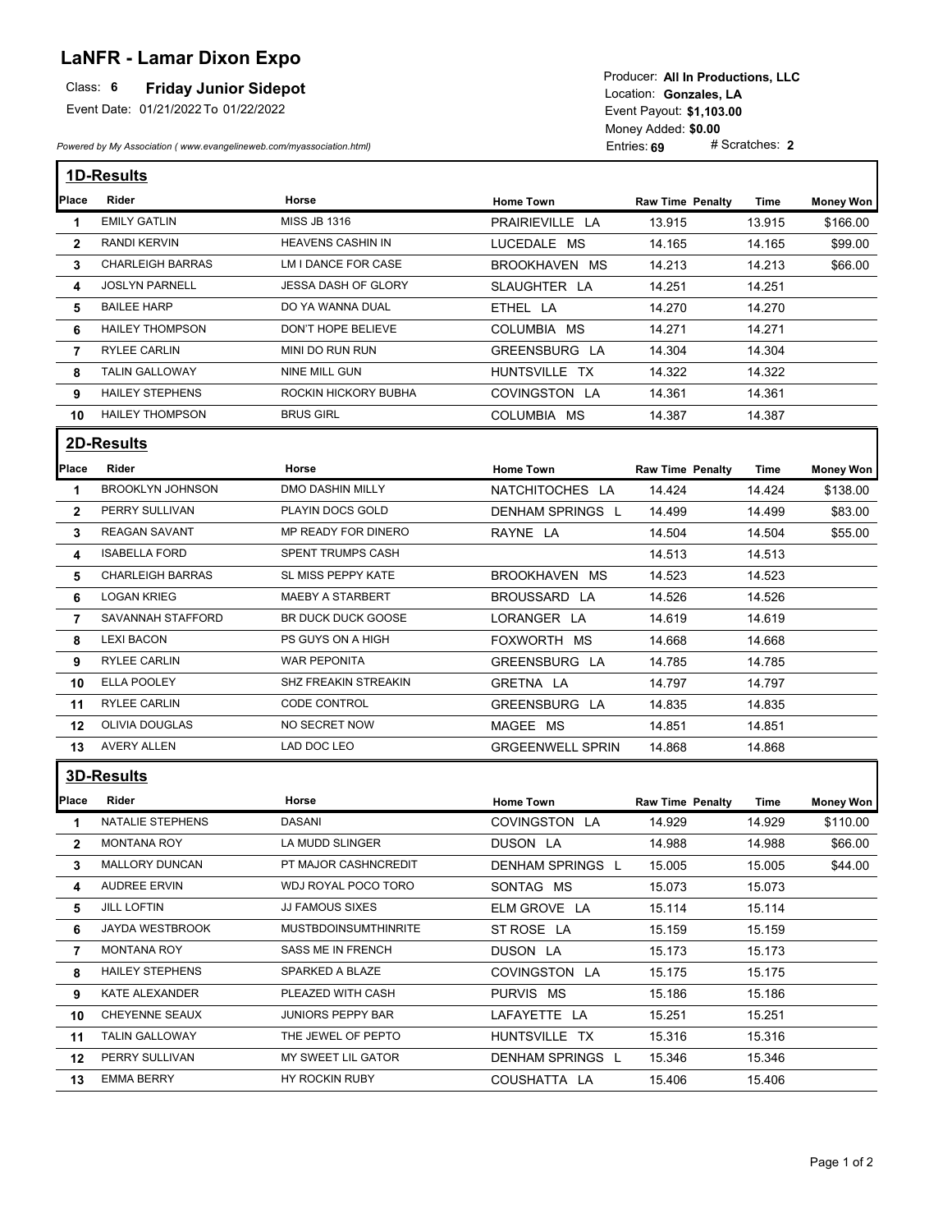# LaNFR - Lamar Dixon Expo

Class: **6** **Friday Junior Sidepot**

Event Date: 01/21/2022 To 01/22/2022

*Powered by My Association ( www.evangelineweb.com/myassociation.html)*

Producer: **All In Productions, LLC**
Location: **Gonzales, LA**
Event Payout: **$1,103.00**
Money Added: **$0.00**
Entries: **69** # Scratches: **2**

## 1D-Results

| Place | Rider | Horse | Home Town | Raw Time | Penalty | Time | Money Won |
|---|---|---|---|---|---|---|---|
| 1 | EMILY GATLIN | MISS JB 1316 | PRAIRIEVILLE LA | 13.915 | | 13.915 | $166.00 |
| 2 | RANDI KERVIN | HEAVENS CASHIN IN | LUCEDALE MS | 14.165 | | 14.165 | $99.00 |
| 3 | CHARLEIGH BARRAS | LM I DANCE FOR CASE | BROOKHAVEN MS | 14.213 | | 14.213 | $66.00 |
| 4 | JOSLYN PARNELL | JESSA DASH OF GLORY | SLAUGHTER LA | 14.251 | | 14.251 | |
| 5 | BAILEE HARP | DO YA WANNA DUAL | ETHEL LA | 14.270 | | 14.270 | |
| 6 | HAILEY THOMPSON | DON'T HOPE BELIEVE | COLUMBIA MS | 14.271 | | 14.271 | |
| 7 | RYLEE CARLIN | MINI DO RUN RUN | GREENSBURG LA | 14.304 | | 14.304 | |
| 8 | TALIN GALLOWAY | NINE MILL GUN | HUNTSVILLE TX | 14.322 | | 14.322 | |
| 9 | HAILEY STEPHENS | ROCKIN HICKORY BUBHA | COVINGSTON LA | 14.361 | | 14.361 | |
| 10 | HAILEY THOMPSON | BRUS GIRL | COLUMBIA MS | 14.387 | | 14.387 | |

## 2D-Results

| Place | Rider | Horse | Home Town | Raw Time | Penalty | Time | Money Won |
|---|---|---|---|---|---|---|---|
| 1 | BROOKLYN JOHNSON | DMO DASHIN MILLY | NATCHITOCHES LA | 14.424 | | 14.424 | $138.00 |
| 2 | PERRY SULLIVAN | PLAYIN DOCS GOLD | DENHAM SPRINGS L | 14.499 | | 14.499 | $83.00 |
| 3 | REAGAN SAVANT | MP READY FOR DINERO | RAYNE LA | 14.504 | | 14.504 | $55.00 |
| 4 | ISABELLA FORD | SPENT TRUMPS CASH | | 14.513 | | 14.513 | |
| 5 | CHARLEIGH BARRAS | SL MISS PEPPY KATE | BROOKHAVEN MS | 14.523 | | 14.523 | |
| 6 | LOGAN KRIEG | MAEBY A STARBERT | BROUSSARD LA | 14.526 | | 14.526 | |
| 7 | SAVANNAH STAFFORD | BR DUCK DUCK GOOSE | LORANGER LA | 14.619 | | 14.619 | |
| 8 | LEXI BACON | PS GUYS ON A HIGH | FOXWORTH MS | 14.668 | | 14.668 | |
| 9 | RYLEE CARLIN | WAR PEPONITA | GREENSBURG LA | 14.785 | | 14.785 | |
| 10 | ELLA POOLEY | SHZ FREAKIN STREAKIN | GRETNA LA | 14.797 | | 14.797 | |
| 11 | RYLEE CARLIN | CODE CONTROL | GREENSBURG LA | 14.835 | | 14.835 | |
| 12 | OLIVIA DOUGLAS | NO SECRET NOW | MAGEE MS | 14.851 | | 14.851 | |
| 13 | AVERY ALLEN | LAD DOC LEO | GRGEENWELL SPRIN | 14.868 | | 14.868 | |

## 3D-Results

| Place | Rider | Horse | Home Town | Raw Time | Penalty | Time | Money Won |
|---|---|---|---|---|---|---|---|
| 1 | NATALIE STEPHENS | DASANI | COVINGSTON LA | 14.929 | | 14.929 | $110.00 |
| 2 | MONTANA ROY | LA MUDD SLINGER | DUSON LA | 14.988 | | 14.988 | $66.00 |
| 3 | MALLORY DUNCAN | PT MAJOR CASHNCREDIT | DENHAM SPRINGS L | 15.005 | | 15.005 | $44.00 |
| 4 | AUDREE ERVIN | WDJ ROYAL POCO TORO | SONTAG MS | 15.073 | | 15.073 | |
| 5 | JILL LOFTIN | JJ FAMOUS SIXES | ELM GROVE LA | 15.114 | | 15.114 | |
| 6 | JAYDA WESTBROOK | MUSTBDOINSUMTHINRITE | ST ROSE LA | 15.159 | | 15.159 | |
| 7 | MONTANA ROY | SASS ME IN FRENCH | DUSON LA | 15.173 | | 15.173 | |
| 8 | HAILEY STEPHENS | SPARKED A BLAZE | COVINGSTON LA | 15.175 | | 15.175 | |
| 9 | KATE ALEXANDER | PLEAZED WITH CASH | PURVIS MS | 15.186 | | 15.186 | |
| 10 | CHEYENNE SEAUX | JUNIORS PEPPY BAR | LAFAYETTE LA | 15.251 | | 15.251 | |
| 11 | TALIN GALLOWAY | THE JEWEL OF PEPTO | HUNTSVILLE TX | 15.316 | | 15.316 | |
| 12 | PERRY SULLIVAN | MY SWEET LIL GATOR | DENHAM SPRINGS L | 15.346 | | 15.346 | |
| 13 | EMMA BERRY | HY ROCKIN RUBY | COUSHATTA LA | 15.406 | | 15.406 | |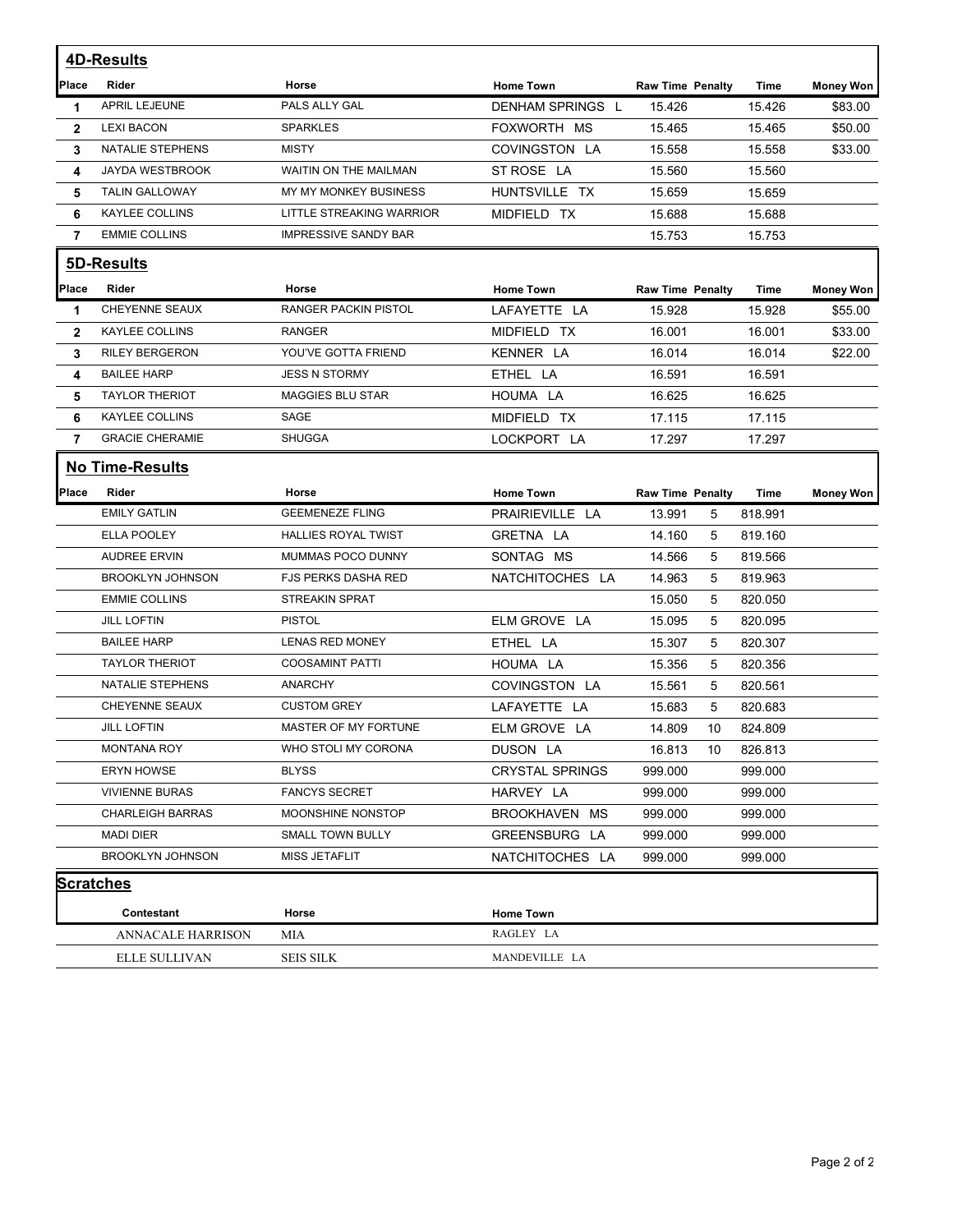## 4D-Results

| Place | Rider | Horse | Home Town | Raw Time | Penalty | Time | Money Won |
|---|---|---|---|---|---|---|---|
| 1 | APRIL LEJEUNE | PALS ALLY GAL | DENHAM SPRINGS L | 15.426 | | 15.426 | $83.00 |
| 2 | LEXI BACON | SPARKLES | FOXWORTH MS | 15.465 | | 15.465 | $50.00 |
| 3 | NATALIE STEPHENS | MISTY | COVINGSTON LA | 15.558 | | 15.558 | $33.00 |
| 4 | JAYDA WESTBROOK | WAITIN ON THE MAILMAN | ST ROSE LA | 15.560 | | 15.560 | |
| 5 | TALIN GALLOWAY | MY MY MONKEY BUSINESS | HUNTSVILLE TX | 15.659 | | 15.659 | |
| 6 | KAYLEE COLLINS | LITTLE STREAKING WARRIOR | MIDFIELD TX | 15.688 | | 15.688 | |
| 7 | EMMIE COLLINS | IMPRESSIVE SANDY BAR | | 15.753 | | 15.753 | |

## 5D-Results

| Place | Rider | Horse | Home Town | Raw Time | Penalty | Time | Money Won |
|---|---|---|---|---|---|---|---|
| 1 | CHEYENNE SEAUX | RANGER PACKIN PISTOL | LAFAYETTE LA | 15.928 | | 15.928 | $55.00 |
| 2 | KAYLEE COLLINS | RANGER | MIDFIELD TX | 16.001 | | 16.001 | $33.00 |
| 3 | RILEY BERGERON | YOU'VE GOTTA FRIEND | KENNER LA | 16.014 | | 16.014 | $22.00 |
| 4 | BAILEE HARP | JESS N STORMY | ETHEL LA | 16.591 | | 16.591 | |
| 5 | TAYLOR THERIOT | MAGGIES BLU STAR | HOUMA LA | 16.625 | | 16.625 | |
| 6 | KAYLEE COLLINS | SAGE | MIDFIELD TX | 17.115 | | 17.115 | |
| 7 | GRACIE CHERAMIE | SHUGGA | LOCKPORT LA | 17.297 | | 17.297 | |

## No Time-Results

| Place | Rider | Horse | Home Town | Raw Time | Penalty | Time | Money Won |
|---|---|---|---|---|---|---|---|
| | EMILY GATLIN | GEEMENEZE FLING | PRAIRIEVILLE LA | 13.991 | 5 | 818.991 | |
| | ELLA POOLEY | HALLIES ROYAL TWIST | GRETNA LA | 14.160 | 5 | 819.160 | |
| | AUDREE ERVIN | MUMMAS POCO DUNNY | SONTAG MS | 14.566 | 5 | 819.566 | |
| | BROOKLYN JOHNSON | FJS PERKS DASHA RED | NATCHITOCHES LA | 14.963 | 5 | 819.963 | |
| | EMMIE COLLINS | STREAKIN SPRAT | | 15.050 | 5 | 820.050 | |
| | JILL LOFTIN | PISTOL | ELM GROVE LA | 15.095 | 5 | 820.095 | |
| | BAILEE HARP | LENAS RED MONEY | ETHEL LA | 15.307 | 5 | 820.307 | |
| | TAYLOR THERIOT | COOSAMINT PATTI | HOUMA LA | 15.356 | 5 | 820.356 | |
| | NATALIE STEPHENS | ANARCHY | COVINGSTON LA | 15.561 | 5 | 820.561 | |
| | CHEYENNE SEAUX | CUSTOM GREY | LAFAYETTE LA | 15.683 | 5 | 820.683 | |
| | JILL LOFTIN | MASTER OF MY FORTUNE | ELM GROVE LA | 14.809 | 10 | 824.809 | |
| | MONTANA ROY | WHO STOLI MY CORONA | DUSON LA | 16.813 | 10 | 826.813 | |
| | ERYN HOWSE | BLYSS | CRYSTAL SPRINGS | 999.000 | | 999.000 | |
| | VIVIENNE BURAS | FANCYS SECRET | HARVEY LA | 999.000 | | 999.000 | |
| | CHARLEIGH BARRAS | MOONSHINE NONSTOP | BROOKHAVEN MS | 999.000 | | 999.000 | |
| | MADI DIER | SMALL TOWN BULLY | GREENSBURG LA | 999.000 | | 999.000 | |
| | BROOKLYN JOHNSON | MISS JETAFLIT | NATCHITOCHES LA | 999.000 | | 999.000 | |

## Scratches

| Contestant | Horse | Home Town |
|---|---|---|
| ANNACALE HARRISON | MIA | RAGLEY LA |
| ELLE SULLIVAN | SEIS SILK | MANDEVILLE LA |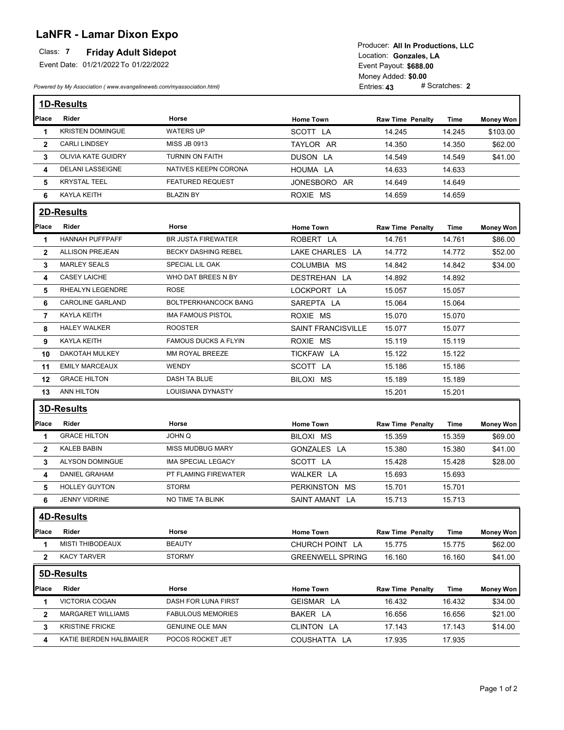# LaNFR - Lamar Dixon Expo

Class: **7** **Friday Adult Sidepot**

Event Date: 01/21/2022 To 01/22/2022

*Powered by My Association ( www.evangelineweb.com/myassociation.html)*

Producer: **All In Productions, LLC**
Location: **Gonzales, LA**
Event Payout: **$688.00**
Money Added: **$0.00**
Entries: **43** # Scratches: **2**

## 1D-Results

| Place | Rider | Horse | Home Town | Raw Time | Penalty | Time | Money Won |
|---|---|---|---|---|---|---|---|
| 1 | KRISTEN DOMINGUE | WATERS UP | SCOTT LA | 14.245 | | 14.245 | $103.00 |
| 2 | CARLI LINDSEY | MISS JB 0913 | TAYLOR AR | 14.350 | | 14.350 | $62.00 |
| 3 | OLIVIA KATE GUIDRY | TURNIN ON FAITH | DUSON LA | 14.549 | | 14.549 | $41.00 |
| 4 | DELANI LASSEIGNE | NATIVES KEEPN CORONA | HOUMA LA | 14.633 | | 14.633 | |
| 5 | KRYSTAL TEEL | FEATURED REQUEST | JONESBORO AR | 14.649 | | 14.649 | |
| 6 | KAYLA KEITH | BLAZIN BY | ROXIE MS | 14.659 | | 14.659 | |

## 2D-Results

| Place | Rider | Horse | Home Town | Raw Time | Penalty | Time | Money Won |
|---|---|---|---|---|---|---|---|
| 1 | HANNAH PUFFPAFF | BR JUSTA FIREWATER | ROBERT LA | 14.761 | | 14.761 | $86.00 |
| 2 | ALLISON PREJEAN | BECKY DASHING REBEL | LAKE CHARLES LA | 14.772 | | 14.772 | $52.00 |
| 3 | MARLEY SEALS | SPECIAL LIL OAK | COLUMBIA MS | 14.842 | | 14.842 | $34.00 |
| 4 | CASEY LAICHE | WHO DAT BREES N BY | DESTREHAN LA | 14.892 | | 14.892 | |
| 5 | RHEALYN LEGENDRE | ROSE | LOCKPORT LA | 15.057 | | 15.057 | |
| 6 | CAROLINE GARLAND | BOLTPERKHANCOCK BANG | SAREPTA LA | 15.064 | | 15.064 | |
| 7 | KAYLA KEITH | IMA FAMOUS PISTOL | ROXIE MS | 15.070 | | 15.070 | |
| 8 | HALEY WALKER | ROOSTER | SAINT FRANCISVILLE | 15.077 | | 15.077 | |
| 9 | KAYLA KEITH | FAMOUS DUCKS A FLYIN | ROXIE MS | 15.119 | | 15.119 | |
| 10 | DAKOTAH MULKEY | MM ROYAL BREEZE | TICKFAW LA | 15.122 | | 15.122 | |
| 11 | EMILY MARCEAUX | WENDY | SCOTT LA | 15.186 | | 15.186 | |
| 12 | GRACE HILTON | DASH TA BLUE | BILOXI MS | 15.189 | | 15.189 | |
| 13 | ANN HILTON | LOUISIANA DYNASTY | | 15.201 | | 15.201 | |

## 3D-Results

| Place | Rider | Horse | Home Town | Raw Time | Penalty | Time | Money Won |
|---|---|---|---|---|---|---|---|
| 1 | GRACE HILTON | JOHN Q | BILOXI MS | 15.359 | | 15.359 | $69.00 |
| 2 | KALEB BABIN | MISS MUDBUG MARY | GONZALES LA | 15.380 | | 15.380 | $41.00 |
| 3 | ALYSON DOMINGUE | IMA SPECIAL LEGACY | SCOTT LA | 15.428 | | 15.428 | $28.00 |
| 4 | DANIEL GRAHAM | PT FLAMING FIREWATER | WALKER LA | 15.693 | | 15.693 | |
| 5 | HOLLEY GUYTON | STORM | PERKINSTON MS | 15.701 | | 15.701 | |
| 6 | JENNY VIDRINE | NO TIME TA BLINK | SAINT AMANT LA | 15.713 | | 15.713 | |

## 4D-Results

| Place | Rider | Horse | Home Town | Raw Time | Penalty | Time | Money Won |
|---|---|---|---|---|---|---|---|
| 1 | MISTI THIBODEAUX | BEAUTY | CHURCH POINT LA | 15.775 | | 15.775 | $62.00 |
| 2 | KACY TARVER | STORMY | GREENWELL SPRING | 16.160 | | 16.160 | $41.00 |

## 5D-Results

| Place | Rider | Horse | Home Town | Raw Time | Penalty | Time | Money Won |
|---|---|---|---|---|---|---|---|
| 1 | VICTORIA COGAN | DASH FOR LUNA FIRST | GEISMAR LA | 16.432 | | 16.432 | $34.00 |
| 2 | MARGARET WILLIAMS | FABULOUS MEMORIES | BAKER LA | 16.656 | | 16.656 | $21.00 |
| 3 | KRISTINE FRICKE | GENUINE OLE MAN | CLINTON LA | 17.143 | | 17.143 | $14.00 |
| 4 | KATIE BIERDEN HALBMAIER | POCOS ROCKET JET | COUSHATTA LA | 17.935 | | 17.935 | |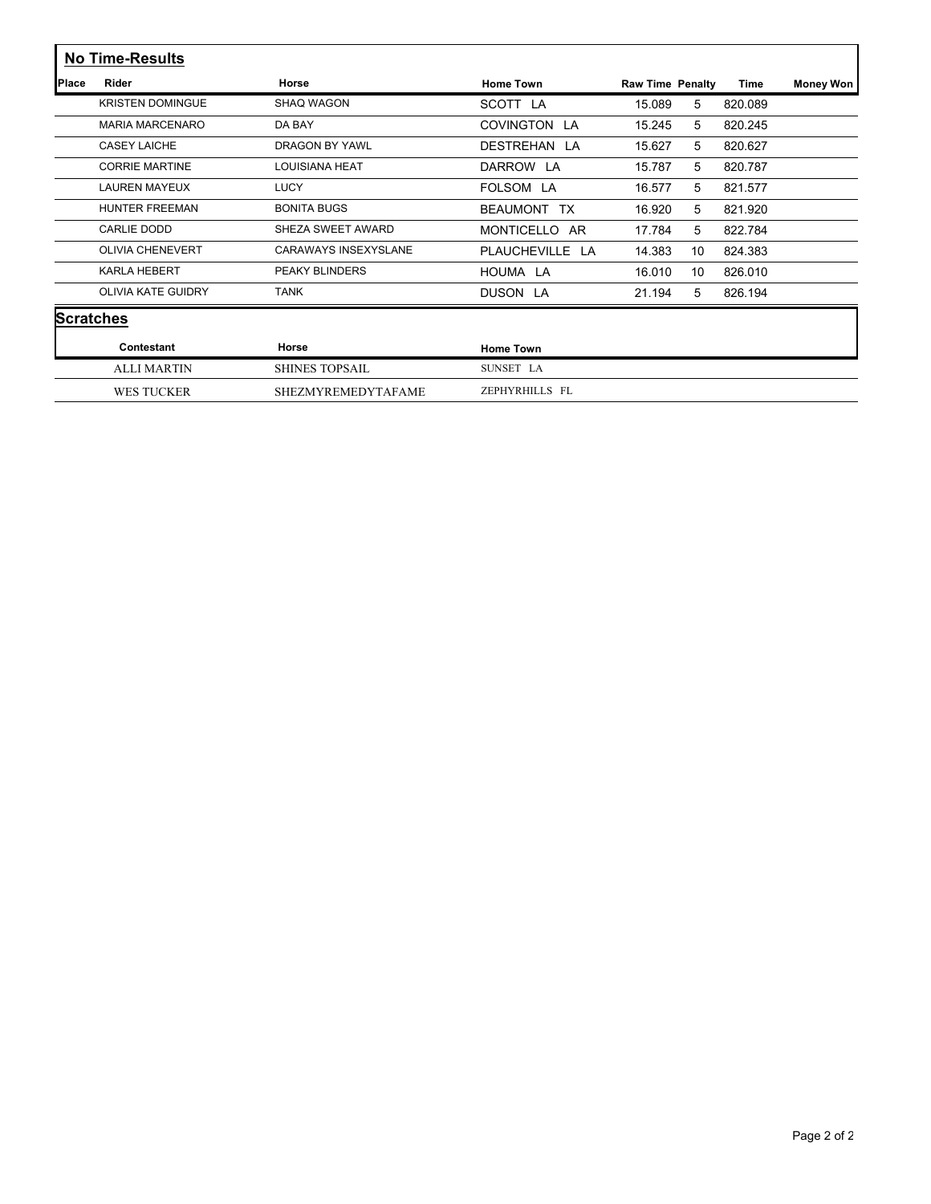## No Time-Results

| Place | Rider | Horse | Home Town | Raw Time | Penalty | Time | Money Won |
|---|---|---|---|---|---|---|---|
| | KRISTEN DOMINGUE | SHAQ WAGON | SCOTT LA | 15.089 | 5 | 820.089 | |
| | MARIA MARCENARO | DA BAY | COVINGTON LA | 15.245 | 5 | 820.245 | |
| | CASEY LAICHE | DRAGON BY YAWL | DESTREHAN LA | 15.627 | 5 | 820.627 | |
| | CORRIE MARTINE | LOUISIANA HEAT | DARROW LA | 15.787 | 5 | 820.787 | |
| | LAUREN MAYEUX | LUCY | FOLSOM LA | 16.577 | 5 | 821.577 | |
| | HUNTER FREEMAN | BONITA BUGS | BEAUMONT TX | 16.920 | 5 | 821.920 | |
| | CARLIE DODD | SHEZA SWEET AWARD | MONTICELLO AR | 17.784 | 5 | 822.784 | |
| | OLIVIA CHENEVERT | CARAWAYS INSEXYSLANE | PLAUCHEVILLE LA | 14.383 | 10 | 824.383 | |
| | KARLA HEBERT | PEAKY BLINDERS | HOUMA LA | 16.010 | 10 | 826.010 | |
| | OLIVIA KATE GUIDRY | TANK | DUSON LA | 21.194 | 5 | 826.194 | |

## Scratches

| Contestant | Horse | Home Town |
|---|---|---|
| ALLI MARTIN | SHINES TOPSAIL | SUNSET LA |
| WES TUCKER | SHEZMYREMEDYTAFAME | ZEPHYRHILLS FL |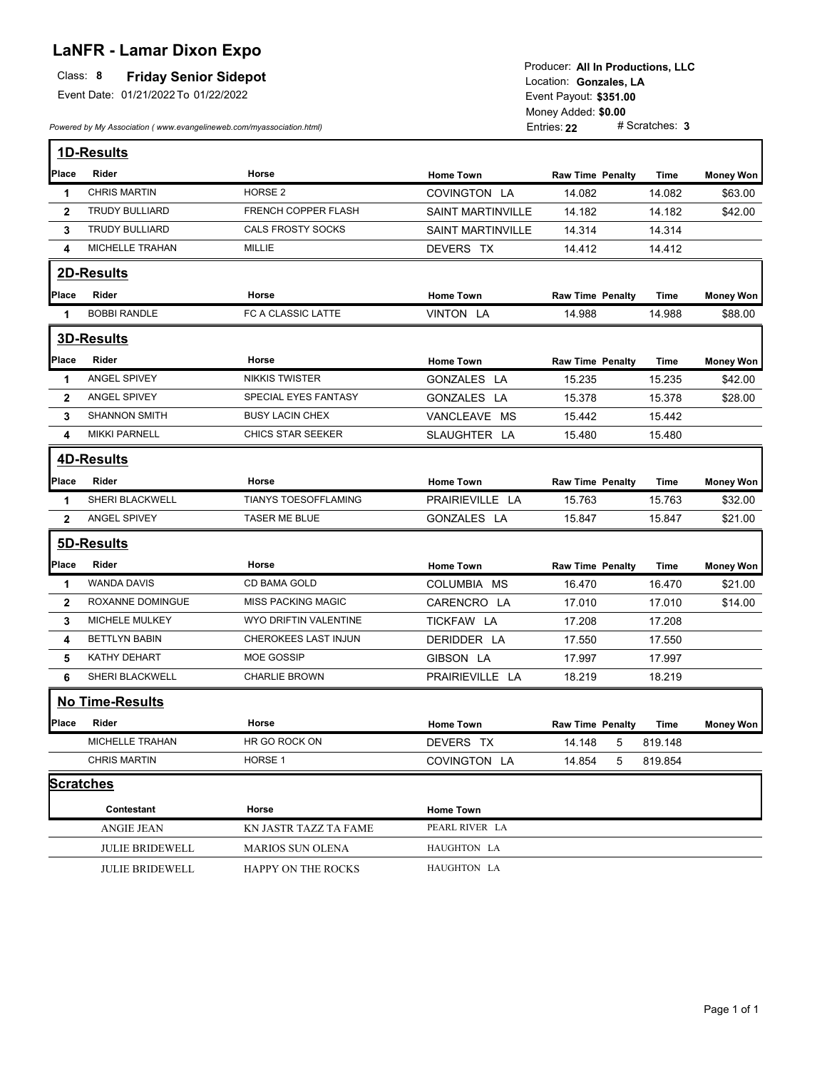# LaNFR - Lamar Dixon Expo

Class: **8** **Friday Senior Sidepot**

Event Date: 01/21/2022 To 01/22/2022

*Powered by My Association ( www.evangelineweb.com/myassociation.html)*

Producer: **All In Productions, LLC**
Location: **Gonzales, LA**
Event Payout: **$351.00**
Money Added: **$0.00**
Entries: **22** # Scratches: **3**

## 1D-Results

| Place | Rider | Horse | Home Town | Raw Time | Penalty | Time | Money Won |
|---|---|---|---|---|---|---|---|
| 1 | CHRIS MARTIN | HORSE 2 | COVINGTON LA | 14.082 | | 14.082 | $63.00 |
| 2 | TRUDY BULLIARD | FRENCH COPPER FLASH | SAINT MARTINVILLE | 14.182 | | 14.182 | $42.00 |
| 3 | TRUDY BULLIARD | CALS FROSTY SOCKS | SAINT MARTINVILLE | 14.314 | | 14.314 | |
| 4 | MICHELLE TRAHAN | MILLIE | DEVERS TX | 14.412 | | 14.412 | |

## 2D-Results

| Place | Rider | Horse | Home Town | Raw Time | Penalty | Time | Money Won |
|---|---|---|---|---|---|---|---|
| 1 | BOBBI RANDLE | FC A CLASSIC LATTE | VINTON LA | 14.988 | | 14.988 | $88.00 |

## 3D-Results

| Place | Rider | Horse | Home Town | Raw Time | Penalty | Time | Money Won |
|---|---|---|---|---|---|---|---|
| 1 | ANGEL SPIVEY | NIKKIS TWISTER | GONZALES LA | 15.235 | | 15.235 | $42.00 |
| 2 | ANGEL SPIVEY | SPECIAL EYES FANTASY | GONZALES LA | 15.378 | | 15.378 | $28.00 |
| 3 | SHANNON SMITH | BUSY LACIN CHEX | VANCLEAVE MS | 15.442 | | 15.442 | |
| 4 | MIKKI PARNELL | CHICS STAR SEEKER | SLAUGHTER LA | 15.480 | | 15.480 | |

## 4D-Results

| Place | Rider | Horse | Home Town | Raw Time | Penalty | Time | Money Won |
|---|---|---|---|---|---|---|---|
| 1 | SHERI BLACKWELL | TIANYS TOESOFFLAMING | PRAIRIEVILLE LA | 15.763 | | 15.763 | $32.00 |
| 2 | ANGEL SPIVEY | TASER ME BLUE | GONZALES LA | 15.847 | | 15.847 | $21.00 |

## 5D-Results

| Place | Rider | Horse | Home Town | Raw Time | Penalty | Time | Money Won |
|---|---|---|---|---|---|---|---|
| 1 | WANDA DAVIS | CD BAMA GOLD | COLUMBIA MS | 16.470 | | 16.470 | $21.00 |
| 2 | ROXANNE DOMINGUE | MISS PACKING MAGIC | CARENCRO LA | 17.010 | | 17.010 | $14.00 |
| 3 | MICHELE MULKEY | WYO DRIFTIN VALENTINE | TICKFAW LA | 17.208 | | 17.208 | |
| 4 | BETTLYN BABIN | CHEROKEES LAST INJUN | DERIDDER LA | 17.550 | | 17.550 | |
| 5 | KATHY DEHART | MOE GOSSIP | GIBSON LA | 17.997 | | 17.997 | |
| 6 | SHERI BLACKWELL | CHARLIE BROWN | PRAIRIEVILLE LA | 18.219 | | 18.219 | |

## No Time-Results

| Place | Rider | Horse | Home Town | Raw Time | Penalty | Time | Money Won |
|---|---|---|---|---|---|---|---|
| | MICHELLE TRAHAN | HR GO ROCK ON | DEVERS TX | 14.148 | 5 | 819.148 | |
| | CHRIS MARTIN | HORSE 1 | COVINGTON LA | 14.854 | 5 | 819.854 | |

## Scratches

| Contestant | Horse | Home Town |
|---|---|---|
| ANGIE JEAN | KN JASTR TAZZ TA FAME | PEARL RIVER LA |
| JULIE BRIDEWELL | MARIOS SUN OLENA | HAUGHTON LA |
| JULIE BRIDEWELL | HAPPY ON THE ROCKS | HAUGHTON LA |